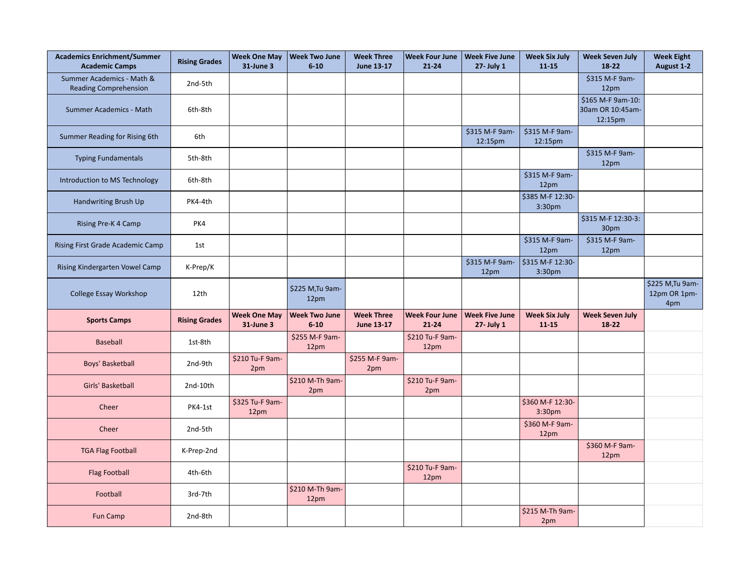| Academics Enrichment/Summer Academic Camps | Rising Grades | Week One May 31-June 3 | Week Two June 6-10 | Week Three June 13-17 | Week Four June 21-24 | Week Five June 27- July 1 | Week Six July 11-15 | Week Seven July 18-22 | Week Eight August 1-2 |
|---|---|---|---|---|---|---|---|---|---|
| Summer Academics - Math & Reading Comprehension | 2nd-5th | | | | | | | $315 M-F 9am-12pm | |
| Summer Academics - Math | 6th-8th | | | | | | | $165 M-F 9am-10:30am OR 10:45am-12:15pm | |
| Summer Reading for Rising 6th | 6th | | | | | $315 M-F 9am-12:15pm | $315 M-F 9am-12:15pm | | |
| Typing Fundamentals | 5th-8th | | | | | | | $315 M-F 9am-12pm | |
| Introduction to MS Technology | 6th-8th | | | | | | $315 M-F 9am-12pm | | |
| Handwriting Brush Up | PK4-4th | | | | | | $385 M-F 12:30-3:30pm | | |
| Rising Pre-K 4 Camp | PK4 | | | | | | | $315 M-F 12:30-3:30pm | |
| Rising First Grade Academic Camp | 1st | | | | | | $315 M-F 9am-12pm | $315 M-F 9am-12pm | |
| Rising Kindergarten Vowel Camp | K-Prep/K | | | | | $315 M-F 9am-12pm | $315 M-F 12:30-3:30pm | | |
| College Essay Workshop | 12th | | $225 M,Tu 9am-12pm | | | | | | $225 M,Tu 9am-12pm OR 1pm-4pm |
| **Sports Camps** | **Rising Grades** | **Week One May 31-June 3** | **Week Two June 6-10** | **Week Three June 13-17** | **Week Four June 21-24** | **Week Five June 27- July 1** | **Week Six July 11-15** | **Week Seven July 18-22** | |
| Baseball | 1st-8th | | $255 M-F 9am-12pm | | $210 Tu-F 9am-12pm | | | | |
| Boys' Basketball | 2nd-9th | $210 Tu-F 9am-2pm | | $255 M-F 9am-2pm | | | | | |
| Girls' Basketball | 2nd-10th | | $210 M-Th 9am-2pm | | $210 Tu-F 9am-2pm | | | | |
| Cheer | PK4-1st | $325 Tu-F 9am-12pm | | | | | $360 M-F 12:30-3:30pm | | |
| Cheer | 2nd-5th | | | | | | $360 M-F 9am-12pm | | |
| TGA Flag Football | K-Prep-2nd | | | | | | | $360 M-F 9am-12pm | |
| Flag Football | 4th-6th | | | | $210 Tu-F 9am-12pm | | | | |
| Football | 3rd-7th | | $210 M-Th 9am-12pm | | | | | | |
| Fun Camp | 2nd-8th | | | | | | $215 M-Th 9am-2pm | | |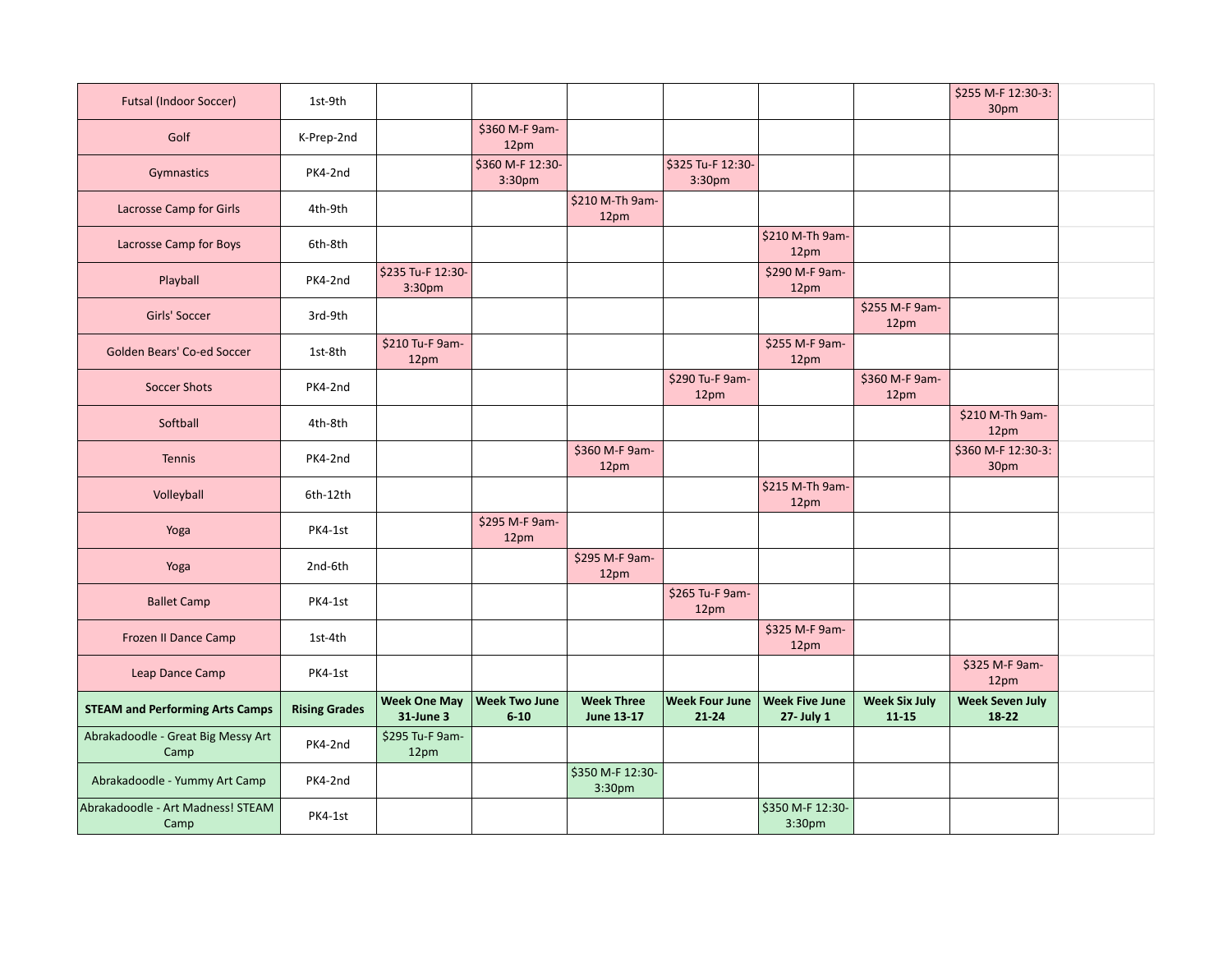| | | | | | | | | | |
|---|---|---|---|---|---|---|---|---|---|
| Futsal (Indoor Soccer) | 1st-9th | | | | | | | $255 M-F 12:30-3:30pm | |
| Golf | K-Prep-2nd | | $360 M-F 9am-12pm | | | | | | |
| Gymnastics | PK4-2nd | | $360 M-F 12:30-3:30pm | | $325 Tu-F 12:30-3:30pm | | | | |
| Lacrosse Camp for Girls | 4th-9th | | | $210 M-Th 9am-12pm | | | | | |
| Lacrosse Camp for Boys | 6th-8th | | | | | $210 M-Th 9am-12pm | | | |
| Playball | PK4-2nd | $235 Tu-F 12:30-3:30pm | | | | $290 M-F 9am-12pm | | | |
| Girls' Soccer | 3rd-9th | | | | | | $255 M-F 9am-12pm | | |
| Golden Bears' Co-ed Soccer | 1st-8th | $210 Tu-F 9am-12pm | | | | $255 M-F 9am-12pm | | | |
| Soccer Shots | PK4-2nd | | | | $290 Tu-F 9am-12pm | | $360 M-F 9am-12pm | | |
| Softball | 4th-8th | | | | | | | $210 M-Th 9am-12pm | |
| Tennis | PK4-2nd | | | $360 M-F 9am-12pm | | | | $360 M-F 12:30-3:30pm | |
| Volleyball | 6th-12th | | | | | $215 M-Th 9am-12pm | | | |
| Yoga | PK4-1st | | $295 M-F 9am-12pm | | | | | | |
| Yoga | 2nd-6th | | | $295 M-F 9am-12pm | | | | | |
| Ballet Camp | PK4-1st | | | | $265 Tu-F 9am-12pm | | | | |
| Frozen II Dance Camp | 1st-4th | | | | | $325 M-F 9am-12pm | | | |
| Leap Dance Camp | PK4-1st | | | | | | | $325 M-F 9am-12pm | |
| **STEAM and Performing Arts Camps** | **Rising Grades** | **Week One May 31-June 3** | **Week Two June 6-10** | **Week Three June 13-17** | **Week Four June 21-24** | **Week Five June 27- July 1** | **Week Six July 11-15** | **Week Seven July 18-22** | |
| Abrakadoodle - Great Big Messy Art Camp | PK4-2nd | $295 Tu-F 9am-12pm | | | | | | | |
| Abrakadoodle - Yummy Art Camp | PK4-2nd | | | $350 M-F 12:30-3:30pm | | | | | |
| Abrakadoodle - Art Madness! STEAM Camp | PK4-1st | | | | | $350 M-F 12:30-3:30pm | | | |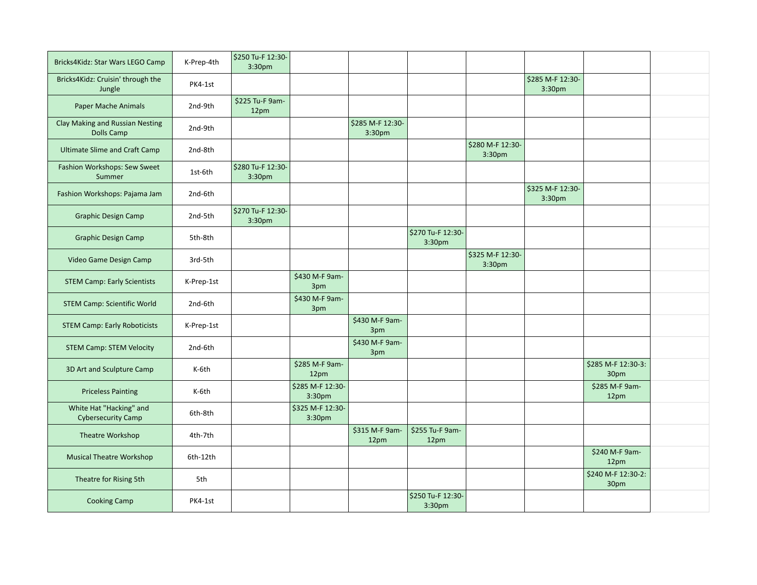| | | | | | | | | | |
|---|---|---|---|---|---|---|---|---|---|
| Bricks4Kidz: Star Wars LEGO Camp | K-Prep-4th | $250 Tu-F 12:30-3:30pm | | | | | | | |
| Bricks4Kidz: Cruisin' through the Jungle | PK4-1st | | | | | | $285 M-F 12:30-3:30pm | | |
| Paper Mache Animals | 2nd-9th | $225 Tu-F 9am-12pm | | | | | | | |
| Clay Making and Russian Nesting Dolls Camp | 2nd-9th | | | $285 M-F 12:30-3:30pm | | | | | |
| Ultimate Slime and Craft Camp | 2nd-8th | | | | | $280 M-F 12:30-3:30pm | | | |
| Fashion Workshops: Sew Sweet Summer | 1st-6th | $280 Tu-F 12:30-3:30pm | | | | | | | |
| Fashion Workshops: Pajama Jam | 2nd-6th | | | | | | $325 M-F 12:30-3:30pm | | |
| Graphic Design Camp | 2nd-5th | $270 Tu-F 12:30-3:30pm | | | | | | | |
| Graphic Design Camp | 5th-8th | | | | $270 Tu-F 12:30-3:30pm | | | | |
| Video Game Design Camp | 3rd-5th | | | | | $325 M-F 12:30-3:30pm | | | |
| STEM Camp: Early Scientists | K-Prep-1st | | $430 M-F 9am-3pm | | | | | | |
| STEM Camp: Scientific World | 2nd-6th | | $430 M-F 9am-3pm | | | | | | |
| STEM Camp: Early Roboticists | K-Prep-1st | | | $430 M-F 9am-3pm | | | | | |
| STEM Camp: STEM Velocity | 2nd-6th | | | $430 M-F 9am-3pm | | | | | |
| 3D Art and Sculpture Camp | K-6th | | $285 M-F 9am-12pm | | | | | $285 M-F 12:30-3:30pm | |
| Priceless Painting | K-6th | | $285 M-F 12:30-3:30pm | | | | | $285 M-F 9am-12pm | |
| White Hat "Hacking" and Cybersecurity Camp | 6th-8th | | $325 M-F 12:30-3:30pm | | | | | | |
| Theatre Workshop | 4th-7th | | | $315 M-F 9am-12pm | $255 Tu-F 9am-12pm | | | | |
| Musical Theatre Workshop | 6th-12th | | | | | | | $240 M-F 9am-12pm | |
| Theatre for Rising 5th | 5th | | | | | | | $240 M-F 12:30-2:30pm | |
| Cooking Camp | PK4-1st | | | | $250 Tu-F 12:30-3:30pm | | | | |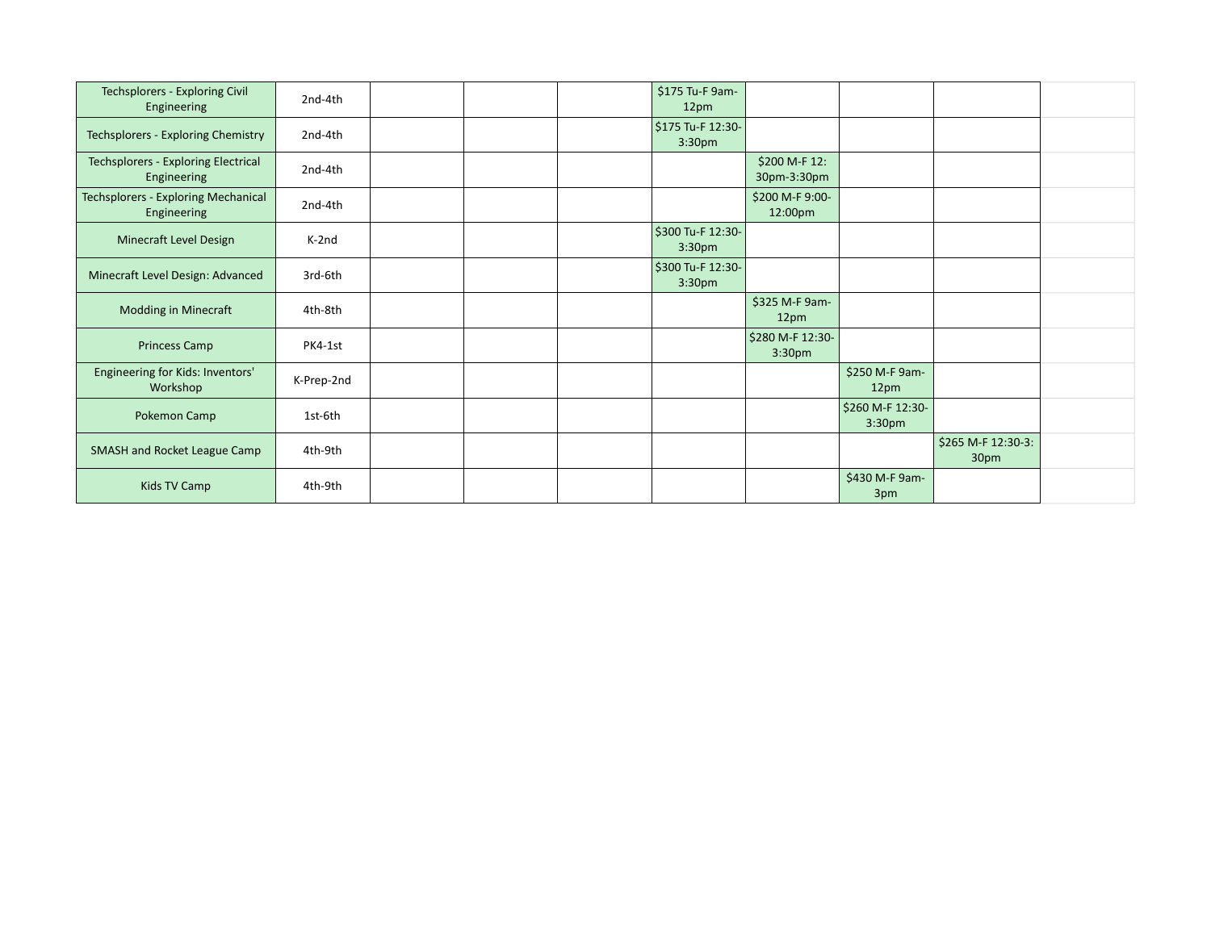| | | | | | | | | | |
|---|---|---|---|---|---|---|---|---|---|
| Techsplorers - Exploring Civil Engineering | 2nd-4th | | | | $175 Tu-F 9am-12pm | | | | |
| Techsplorers - Exploring Chemistry | 2nd-4th | | | | $175 Tu-F 12:30-3:30pm | | | | |
| Techsplorers - Exploring Electrical Engineering | 2nd-4th | | | | | $200 M-F 12:30pm-3:30pm | | | |
| Techsplorers - Exploring Mechanical Engineering | 2nd-4th | | | | | $200 M-F 9:00-12:00pm | | | |
| Minecraft Level Design | K-2nd | | | | $300 Tu-F 12:30-3:30pm | | | | |
| Minecraft Level Design: Advanced | 3rd-6th | | | | $300 Tu-F 12:30-3:30pm | | | | |
| Modding in Minecraft | 4th-8th | | | | | $325 M-F 9am-12pm | | | |
| Princess Camp | PK4-1st | | | | | $280 M-F 12:30-3:30pm | | | |
| Engineering for Kids: Inventors' Workshop | K-Prep-2nd | | | | | | $250 M-F 9am-12pm | | |
| Pokemon Camp | 1st-6th | | | | | | $260 M-F 12:30-3:30pm | | |
| SMASH and Rocket League Camp | 4th-9th | | | | | | | $265 M-F 12:30-3:30pm | |
| Kids TV Camp | 4th-9th | | | | | | $430 M-F 9am-3pm | | |